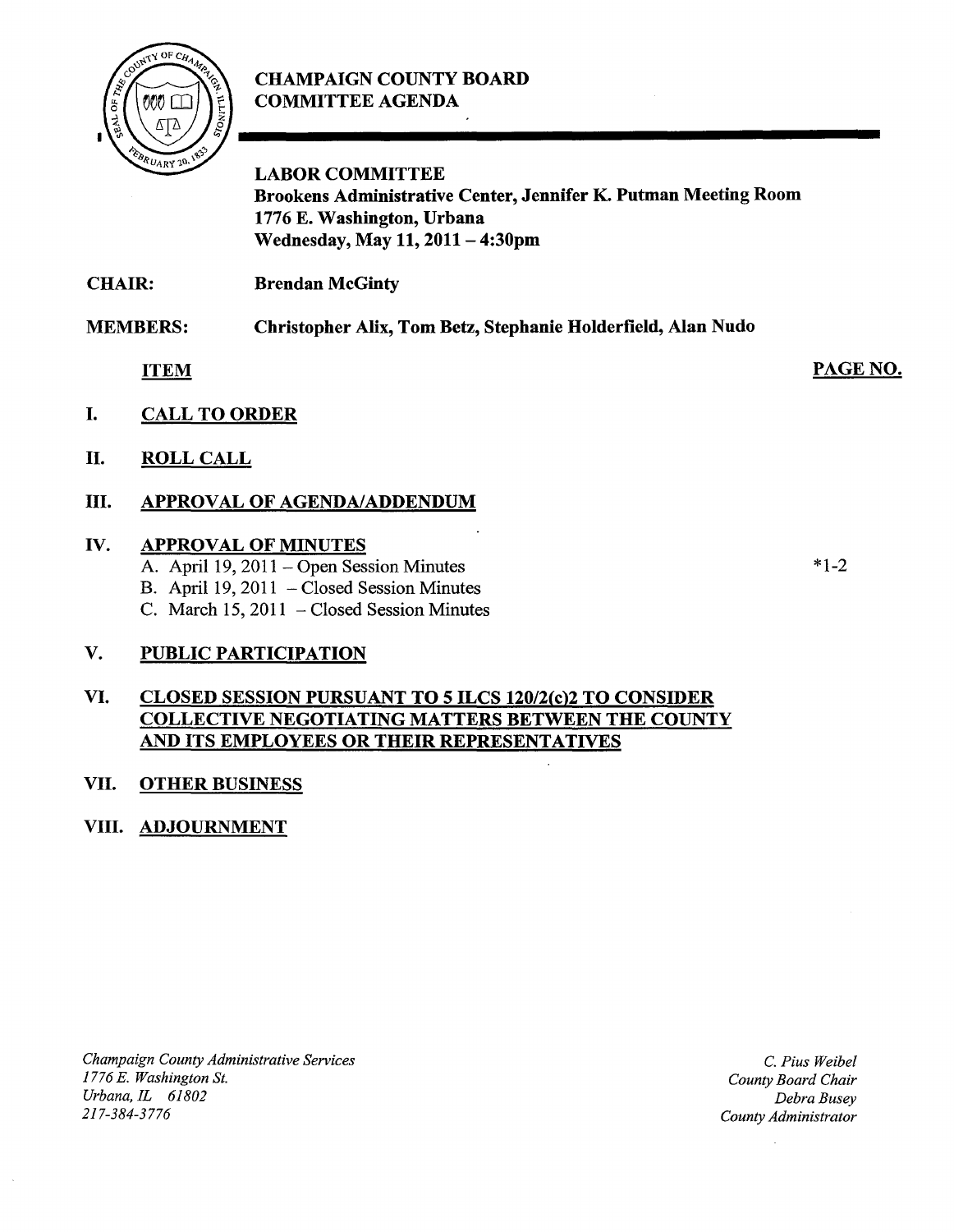# CHAMPAIGN COUNTY BOARD COMMITTEE AGENDA

**LABOR COMMITTEE**
**Brookens Administrative Center, Jennifer K. Putman Meeting Room**
**1776 E. Washington, Urbana**
**Wednesday, May 11, 2011 – 4:30pm**

**CHAIR:** Brendan McGinty

**MEMBERS:** Christopher Alix, Tom Betz, Stephanie Holderfield, Alan Nudo

| ITEM | PAGE NO. |
|---|---|
| I. **CALL TO ORDER** | |
| II. **ROLL CALL** | |
| III. **APPROVAL OF AGENDA/ADDENDUM** | |
| IV. **APPROVAL OF MINUTES** | |
| A. April 19, 2011 – Open Session Minutes | *1-2 |
| B. April 19, 2011 – Closed Session Minutes | |
| C. March 15, 2011 – Closed Session Minutes | |
| V. **PUBLIC PARTICIPATION** | |
| VI. **CLOSED SESSION PURSUANT TO 5 ILCS 120/2(c)2 TO CONSIDER COLLECTIVE NEGOTIATING MATTERS BETWEEN THE COUNTY AND ITS EMPLOYEES OR THEIR REPRESENTATIVES** | |
| VII. **OTHER BUSINESS** | |
| VIII. **ADJOURNMENT** | |

*Champaign County Administrative Services*
*1776 E. Washington St.*
*Urbana, IL 61802*
*217-384-3776*

*C. Pius Weibel*
*County Board Chair*
*Debra Busey*
*County Administrator*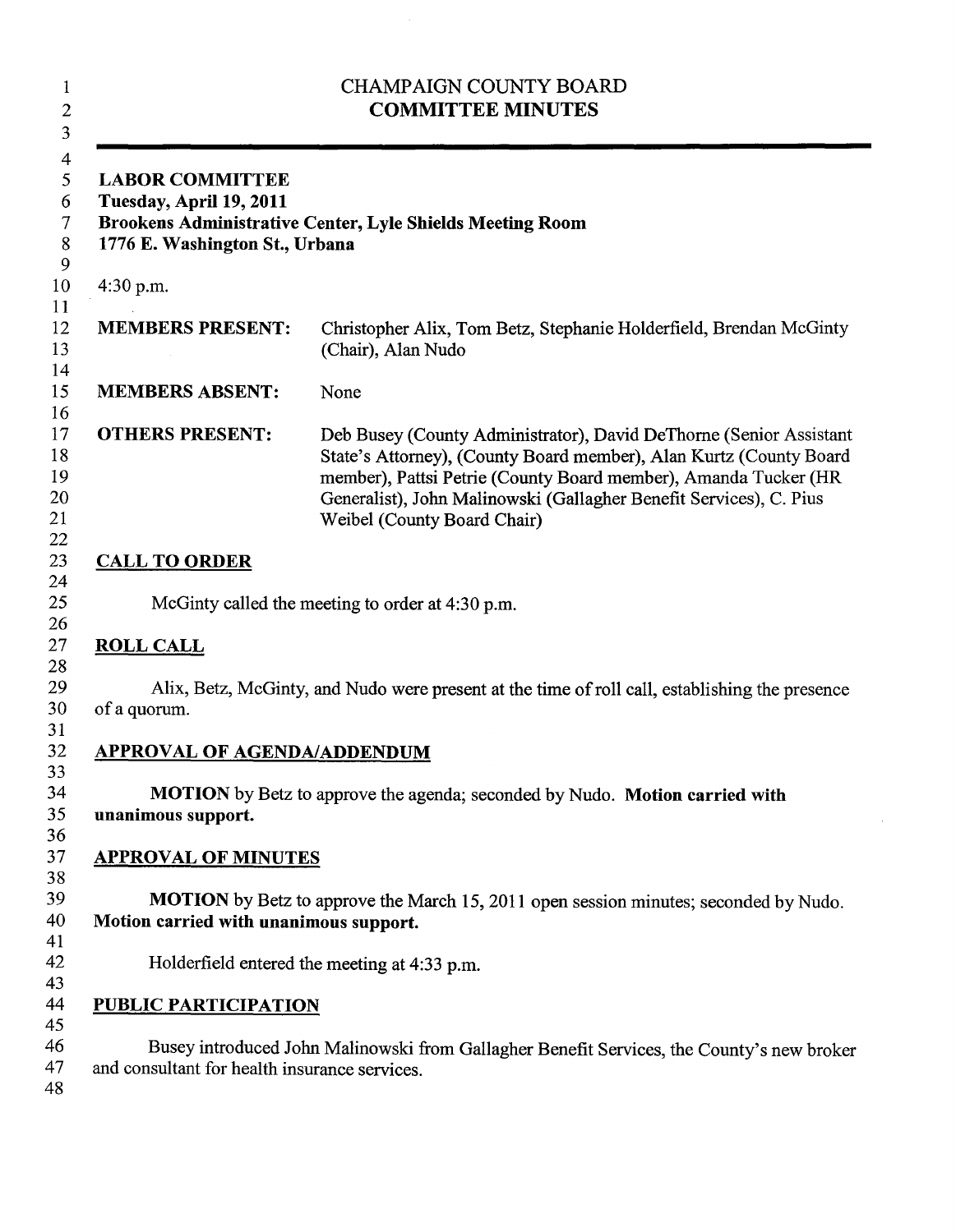# CHAMPAIGN COUNTY BOARD
## COMMITTEE MINUTES

---

**LABOR COMMITTEE**
**Tuesday, April 19, 2011**
**Brookens Administrative Center, Lyle Shields Meeting Room**
**1776 E. Washington St., Urbana**

4:30 p.m.

| | |
|---|---|
| **MEMBERS PRESENT:** | Christopher Alix, Tom Betz, Stephanie Holderfield, Brendan McGinty (Chair), Alan Nudo |
| **MEMBERS ABSENT:** | None |
| **OTHERS PRESENT:** | Deb Busey (County Administrator), David DeThorne (Senior Assistant State's Attorney), (County Board member), Alan Kurtz (County Board member), Pattsi Petrie (County Board member), Amanda Tucker (HR Generalist), John Malinowski (Gallagher Benefit Services), C. Pius Weibel (County Board Chair) |

## CALL TO ORDER

McGinty called the meeting to order at 4:30 p.m.

## ROLL CALL

Alix, Betz, McGinty, and Nudo were present at the time of roll call, establishing the presence of a quorum.

## APPROVAL OF AGENDA/ADDENDUM

**MOTION** by Betz to approve the agenda; seconded by Nudo. **Motion carried with unanimous support.**

## APPROVAL OF MINUTES

**MOTION** by Betz to approve the March 15, 2011 open session minutes; seconded by Nudo. **Motion carried with unanimous support.**

Holderfield entered the meeting at 4:33 p.m.

## PUBLIC PARTICIPATION

Busey introduced John Malinowski from Gallagher Benefit Services, the County's new broker and consultant for health insurance services.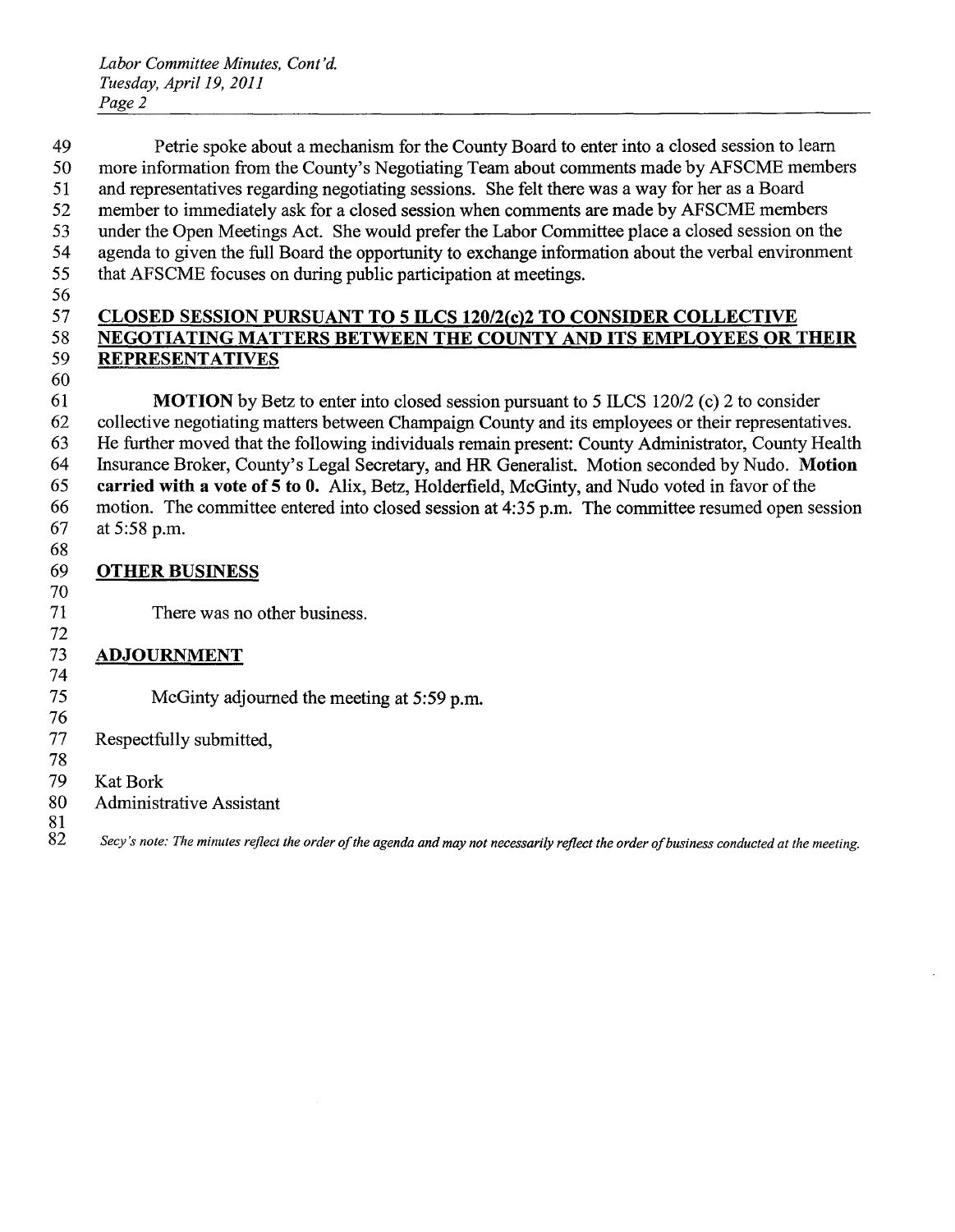Petrie spoke about a mechanism for the County Board to enter into a closed session to learn more information from the County's Negotiating Team about comments made by AFSCME members and representatives regarding negotiating sessions. She felt there was a way for her as a Board member to immediately ask for a closed session when comments are made by AFSCME members under the Open Meetings Act. She would prefer the Labor Committee place a closed session on the agenda to given the full Board the opportunity to exchange information about the verbal environment that AFSCME focuses on during public participation at meetings.

## CLOSED SESSION PURSUANT TO 5 ILCS 120/2(c)2 TO CONSIDER COLLECTIVE NEGOTIATING MATTERS BETWEEN THE COUNTY AND ITS EMPLOYEES OR THEIR REPRESENTATIVES

**MOTION** by Betz to enter into closed session pursuant to 5 ILCS 120/2 (c) 2 to consider collective negotiating matters between Champaign County and its employees or their representatives. He further moved that the following individuals remain present: County Administrator, County Health Insurance Broker, County's Legal Secretary, and HR Generalist. Motion seconded by Nudo. **Motion carried with a vote of 5 to 0.** Alix, Betz, Holderfield, McGinty, and Nudo voted in favor of the motion. The committee entered into closed session at 4:35 p.m. The committee resumed open session at 5:58 p.m.

## OTHER BUSINESS

There was no other business.

## ADJOURNMENT

McGinty adjourned the meeting at 5:59 p.m.

Respectfully submitted,

Kat Bork
Administrative Assistant

*Secy's note: The minutes reflect the order of the agenda and may not necessarily reflect the order of business conducted at the meeting.*